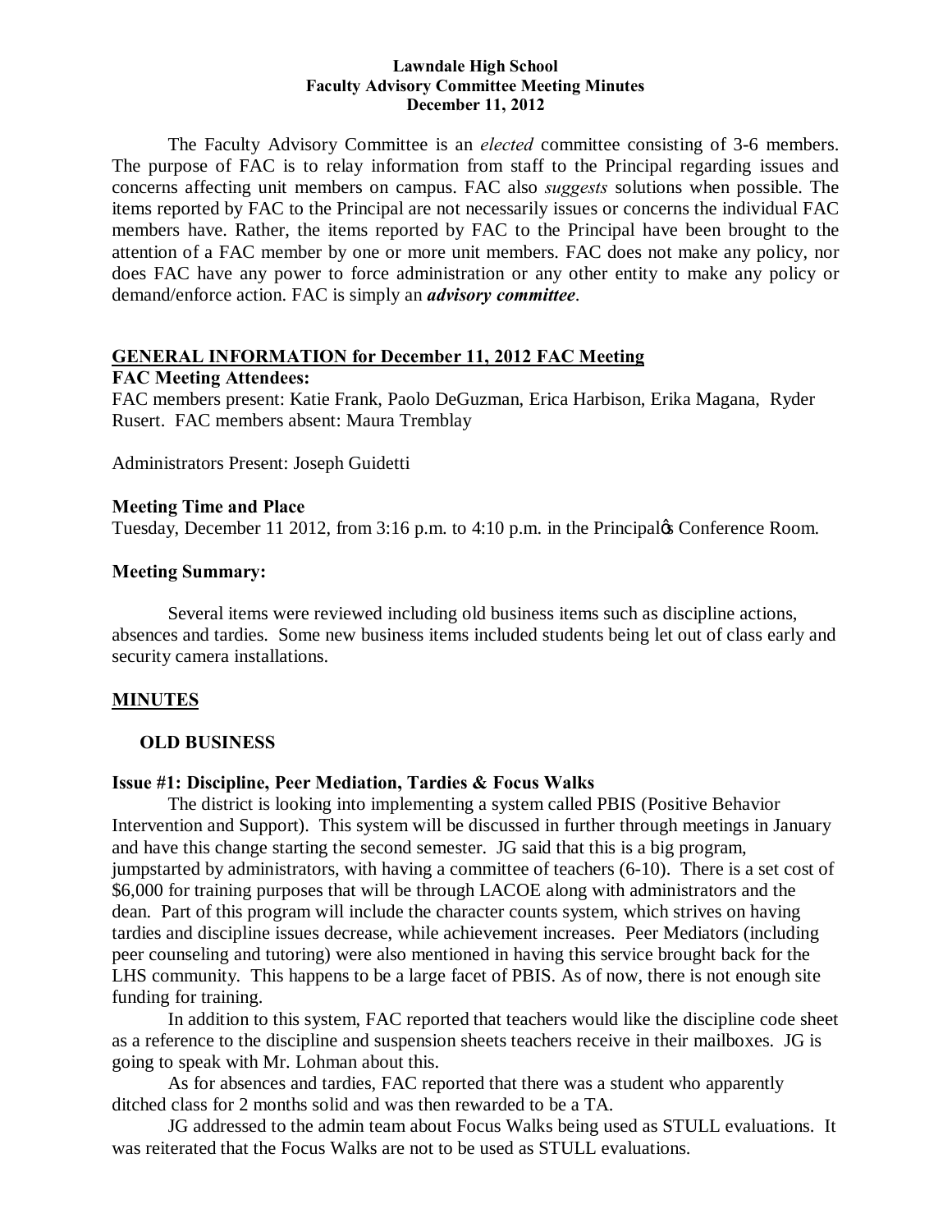**Lawndale High School**
**Faculty Advisory Committee Meeting Minutes**
**December 11, 2012**

The Faculty Advisory Committee is an *elected* committee consisting of 3-6 members. The purpose of FAC is to relay information from staff to the Principal regarding issues and concerns affecting unit members on campus. FAC also *suggests* solutions when possible. The items reported by FAC to the Principal are not necessarily issues or concerns the individual FAC members have. Rather, the items reported by FAC to the Principal have been brought to the attention of a FAC member by one or more unit members. FAC does not make any policy, nor does FAC have any power to force administration or any other entity to make any policy or demand/enforce action. FAC is simply an ***advisory committee***.

## GENERAL INFORMATION for December 11, 2012 FAC Meeting

**FAC Meeting Attendees:**

FAC members present: Katie Frank, Paolo DeGuzman, Erica Harbison, Erika Magana, Ryder Rusert. FAC members absent: Maura Tremblay

Administrators Present: Joseph Guidetti

**Meeting Time and Place**

Tuesday, December 11 2012, from 3:16 p.m. to 4:10 p.m. in the Principal's Conference Room.

**Meeting Summary:**

Several items were reviewed including old business items such as discipline actions, absences and tardies. Some new business items included students being let out of class early and security camera installations.

## MINUTES

### OLD BUSINESS

**Issue #1: Discipline, Peer Mediation, Tardies & Focus Walks**

The district is looking into implementing a system called PBIS (Positive Behavior Intervention and Support). This system will be discussed in further through meetings in January and have this change starting the second semester. JG said that this is a big program, jumpstarted by administrators, with having a committee of teachers (6-10). There is a set cost of $6,000 for training purposes that will be through LACOE along with administrators and the dean. Part of this program will include the character counts system, which strives on having tardies and discipline issues decrease, while achievement increases. Peer Mediators (including peer counseling and tutoring) were also mentioned in having this service brought back for the LHS community. This happens to be a large facet of PBIS. As of now, there is not enough site funding for training.

In addition to this system, FAC reported that teachers would like the discipline code sheet as a reference to the discipline and suspension sheets teachers receive in their mailboxes. JG is going to speak with Mr. Lohman about this.

As for absences and tardies, FAC reported that there was a student who apparently ditched class for 2 months solid and was then rewarded to be a TA.

JG addressed to the admin team about Focus Walks being used as STULL evaluations. It was reiterated that the Focus Walks are not to be used as STULL evaluations.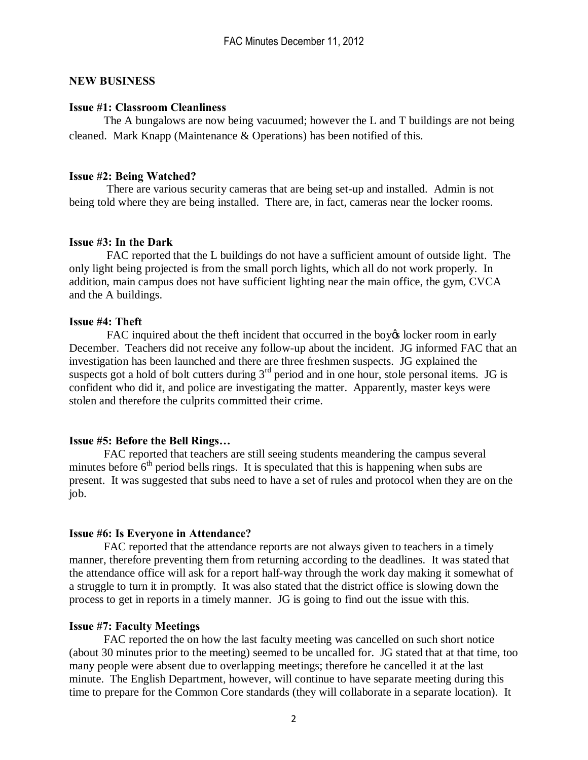## NEW BUSINESS

**Issue #1: Classroom Cleanliness**

The A bungalows are now being vacuumed; however the L and T buildings are not being cleaned. Mark Knapp (Maintenance & Operations) has been notified of this.

**Issue #2: Being Watched?**

There are various security cameras that are being set-up and installed. Admin is not being told where they are being installed. There are, in fact, cameras near the locker rooms.

**Issue #3: In the Dark**

FAC reported that the L buildings do not have a sufficient amount of outside light. The only light being projected is from the small porch lights, which all do not work properly. In addition, main campus does not have sufficient lighting near the main office, the gym, CVCA and the A buildings.

**Issue #4: Theft**

FAC inquired about the theft incident that occurred in the boyφs locker room in early December. Teachers did not receive any follow-up about the incident. JG informed FAC that an investigation has been launched and there are three freshmen suspects. JG explained the suspects got a hold of bolt cutters during 3rd period and in one hour, stole personal items. JG is confident who did it, and police are investigating the matter. Apparently, master keys were stolen and therefore the culprits committed their crime.

**Issue #5: Before the Bell Rings…**

FAC reported that teachers are still seeing students meandering the campus several minutes before 6th period bells rings. It is speculated that this is happening when subs are present. It was suggested that subs need to have a set of rules and protocol when they are on the job.

**Issue #6: Is Everyone in Attendance?**

FAC reported that the attendance reports are not always given to teachers in a timely manner, therefore preventing them from returning according to the deadlines. It was stated that the attendance office will ask for a report half-way through the work day making it somewhat of a struggle to turn it in promptly. It was also stated that the district office is slowing down the process to get in reports in a timely manner. JG is going to find out the issue with this.

**Issue #7: Faculty Meetings**

FAC reported the on how the last faculty meeting was cancelled on such short notice (about 30 minutes prior to the meeting) seemed to be uncalled for. JG stated that at that time, too many people were absent due to overlapping meetings; therefore he cancelled it at the last minute. The English Department, however, will continue to have separate meeting during this time to prepare for the Common Core standards (they will collaborate in a separate location). It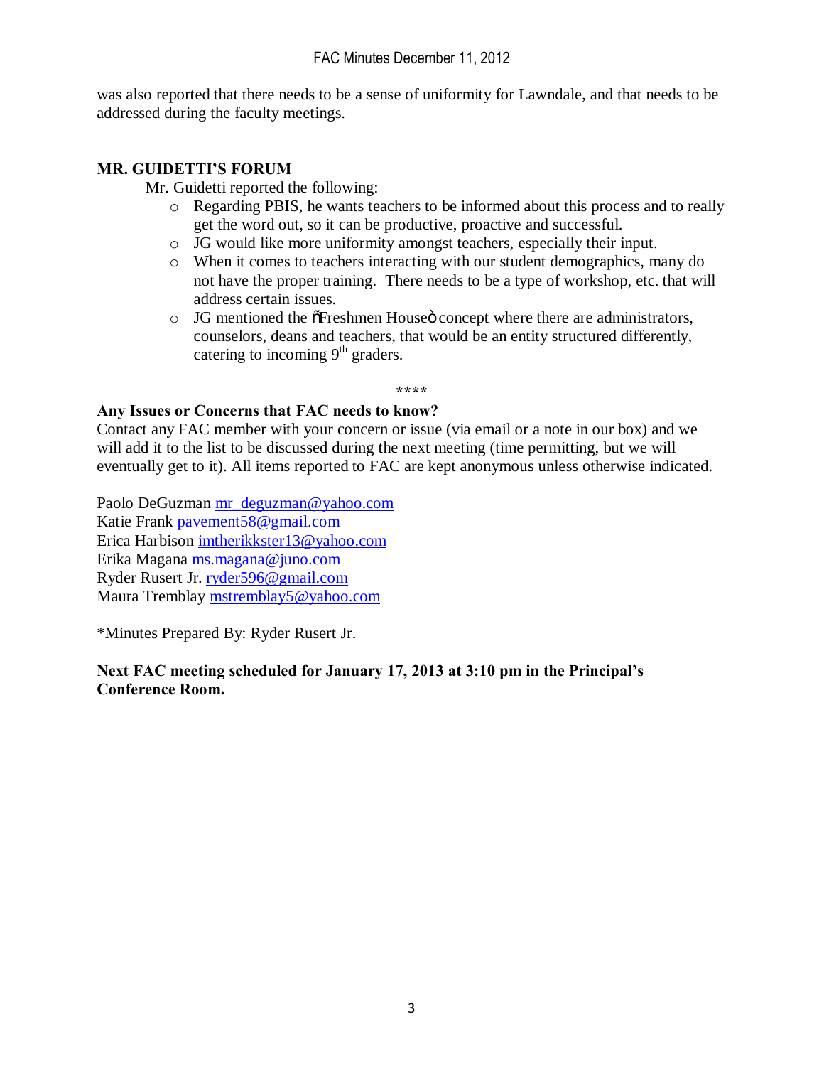was also reported that there needs to be a sense of uniformity for Lawndale, and that needs to be addressed during the faculty meetings.

## MR. GUIDETTI'S FORUM

Mr. Guidetti reported the following:

- Regarding PBIS, he wants teachers to be informed about this process and to really get the word out, so it can be productive, proactive and successful.
- JG would like more uniformity amongst teachers, especially their input.
- When it comes to teachers interacting with our student demographics, many do not have the proper training. There needs to be a type of workshop, etc. that will address certain issues.
- JG mentioned the "Freshmen House" concept where there are administrators, counselors, deans and teachers, that would be an entity structured differently, catering to incoming 9th graders.

****

**Any Issues or Concerns that FAC needs to know?**

Contact any FAC member with your concern or issue (via email or a note in our box) and we will add it to the list to be discussed during the next meeting (time permitting, but we will eventually get to it). All items reported to FAC are kept anonymous unless otherwise indicated.

Paolo DeGuzman mr_deguzman@yahoo.com
Katie Frank pavement58@gmail.com
Erica Harbison imtherikkster13@yahoo.com
Erika Magana ms.magana@juno.com
Ryder Rusert Jr. ryder596@gmail.com
Maura Tremblay mstremblay5@yahoo.com

*Minutes Prepared By: Ryder Rusert Jr.

**Next FAC meeting scheduled for January 17, 2013 at 3:10 pm in the Principal's Conference Room.**